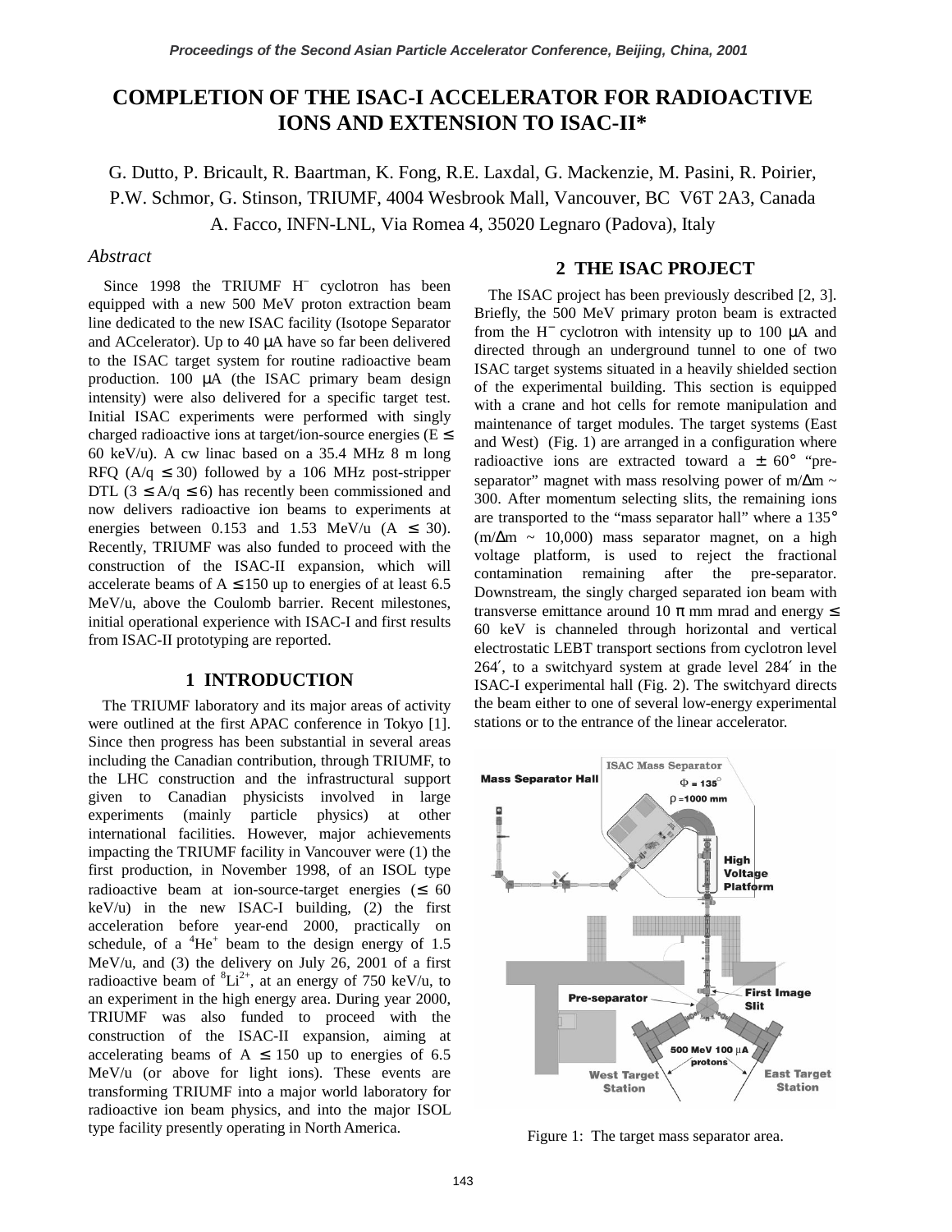# COMPLETION OF THE ISAC-I ACCELERATOR FOR RADIOACTIVE IONS AND EXTENSION TO ISAC-II*

G. Dutto, P. Bricault, R. Baartman, K. Fong, R.E. Laxdal, G. Mackenzie, M. Pasini, R. Poirier, P.W. Schmor, G. Stinson, TRIUMF, 4004 Wesbrook Mall, Vancouver, BC V6T 2A3, Canada
A. Facco, INFN-LNL, Via Romea 4, 35020 Legnaro (Padova), Italy

## *Abstract*

Since 1998 the TRIUMF $H^-$ cyclotron has been equipped with a new 500 MeV proton extraction beam line dedicated to the new ISAC facility (Isotope Separator and ACcelerator). Up to 40 μA have so far been delivered to the ISAC target system for routine radioactive beam production. 100 μA (the ISAC primary beam design intensity) were also delivered for a specific target test. Initial ISAC experiments were performed with singly charged radioactive ions at target/ion-source energies ($E \leq 60$ keV/u). A cw linac based on a 35.4 MHz 8 m long RFQ ($A/q \leq 30$) followed by a 106 MHz post-stripper DTL ($3 \leq A/q \leq 6$) has recently been commissioned and now delivers radioactive ion beams to experiments at energies between 0.153 and 1.53 MeV/u ($A \leq 30$). Recently, TRIUMF was also funded to proceed with the construction of the ISAC-II expansion, which will accelerate beams of $A \leq 150$ up to energies of at least 6.5 MeV/u, above the Coulomb barrier. Recent milestones, initial operational experience with ISAC-I and first results from ISAC-II prototyping are reported.

## 1 INTRODUCTION

The TRIUMF laboratory and its major areas of activity were outlined at the first APAC conference in Tokyo [1]. Since then progress has been substantial in several areas including the Canadian contribution, through TRIUMF, to the LHC construction and the infrastructural support given to Canadian physicists involved in large experiments (mainly particle physics) at other international facilities. However, major achievements impacting the TRIUMF facility in Vancouver were (1) the first production, in November 1998, of an ISOL type radioactive beam at ion-source-target energies ($\leq 60$ keV/u) in the new ISAC-I building, (2) the first acceleration before year-end 2000, practically on schedule, of a $^4He^+$ beam to the design energy of 1.5 MeV/u, and (3) the delivery on July 26, 2001 of a first radioactive beam of $^8Li^{2+}$, at an energy of 750 keV/u, to an experiment in the high energy area. During year 2000, TRIUMF was also funded to proceed with the construction of the ISAC-II expansion, aiming at accelerating beams of $A \leq 150$ up to energies of 6.5 MeV/u (or above for light ions). These events are transforming TRIUMF into a major world laboratory for radioactive ion beam physics, and into the major ISOL type facility presently operating in North America.

## 2 THE ISAC PROJECT

The ISAC project has been previously described [2, 3]. Briefly, the 500 MeV primary proton beam is extracted from the $H^-$ cyclotron with intensity up to 100 μA and directed through an underground tunnel to one of two ISAC target systems situated in a heavily shielded section of the experimental building. This section is equipped with a crane and hot cells for remote manipulation and maintenance of target modules. The target systems (East and West) (Fig. 1) are arranged in a configuration where radioactive ions are extracted toward a ± 60° "pre-separator" magnet with mass resolving power of $m/\Delta m \sim 300$. After momentum selecting slits, the remaining ions are transported to the "mass separator hall" where a 135° ($m/\Delta m \sim 10{,}000$) mass separator magnet, on a high voltage platform, is used to reject the fractional contamination remaining after the pre-separator. Downstream, the singly charged separated ion beam with transverse emittance around 10 π mm mrad and energy ≤ 60 keV is channeled through horizontal and vertical electrostatic LEBT transport sections from cyclotron level 264′, to a switchyard system at grade level 284′ in the ISAC-I experimental hall (Fig. 2). The switchyard directs the beam either to one of several low-energy experimental stations or to the entrance of the linear accelerator.

Figure 1: The target mass separator area.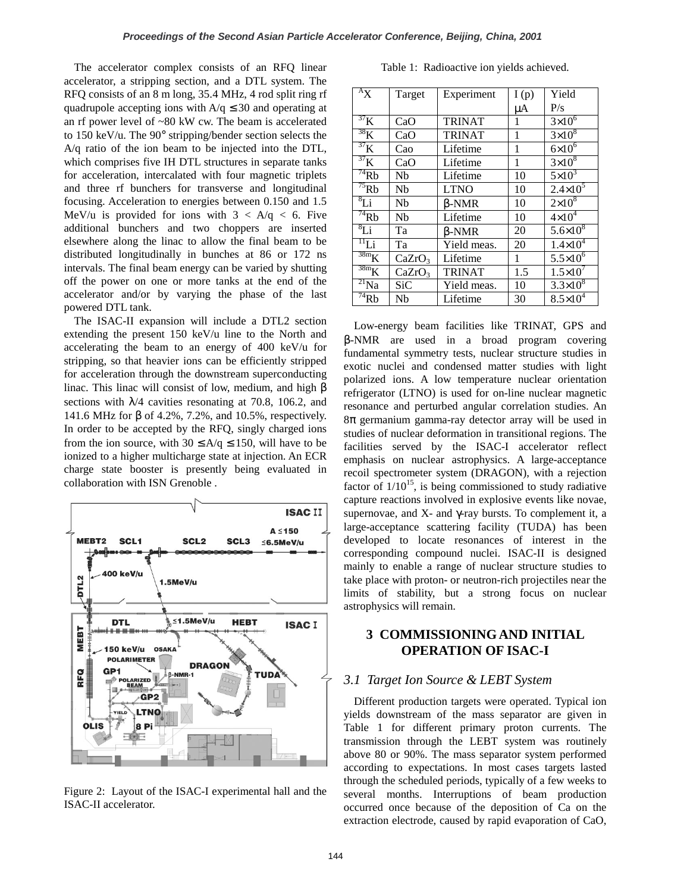The accelerator complex consists of an RFQ linear accelerator, a stripping section, and a DTL system. The RFQ consists of an 8 m long, 35.4 MHz, 4 rod split ring rf quadrupole accepting ions with $A/q \leq 30$ and operating at an rf power level of ~80 kW cw. The beam is accelerated to 150 keV/u. The 90° stripping/bender section selects the A/q ratio of the ion beam to be injected into the DTL, which comprises five IH DTL structures in separate tanks for acceleration, intercalated with four magnetic triplets and three rf bunchers for transverse and longitudinal focusing. Acceleration to energies between 0.150 and 1.5 MeV/u is provided for ions with $3 < A/q < 6$. Five additional bunchers and two choppers are inserted elsewhere along the linac to allow the final beam to be distributed longitudinally in bunches at 86 or 172 ns intervals. The final beam energy can be varied by shutting off the power on one or more tanks at the end of the accelerator and/or by varying the phase of the last powered DTL tank.

The ISAC-II expansion will include a DTL2 section extending the present 150 keV/u line to the North and accelerating the beam to an energy of 400 keV/u for stripping, so that heavier ions can be efficiently stripped for acceleration through the downstream superconducting linac. This linac will consist of low, medium, and high β sections with λ/4 cavities resonating at 70.8, 106.2, and 141.6 MHz for β of 4.2%, 7.2%, and 10.5%, respectively. In order to be accepted by the RFQ, singly charged ions from the ion source, with $30 \leq A/q \leq 150$, will have to be ionized to a higher multicharge state at injection. An ECR charge state booster is presently being evaluated in collaboration with ISN Grenoble .

Figure 2: Layout of the ISAC-I experimental hall and the ISAC-II accelerator.

Table 1: Radioactive ion yields achieved.

| $^{A}X$ | Target | Experiment | I (p) μA | Yield P/s |
|---|---|---|---|---|
| $^{37}K$ | CaO | TRINAT | 1 | $3\times10^{6}$ |
| $^{38}K$ | CaO | TRINAT | 1 | $3\times10^{8}$ |
| $^{37}K$ | Cao | Lifetime | 1 | $6\times10^{6}$ |
| $^{37}K$ | CaO | Lifetime | 1 | $3\times10^{8}$ |
| $^{74}Rb$ | Nb | Lifetime | 10 | $5\times10^{3}$ |
| $^{75}Rb$ | Nb | LTNO | 10 | $2.4\times10^{5}$ |
| $^{8}Li$ | Nb | β-NMR | 10 | $2\times10^{8}$ |
| $^{74}Rb$ | Nb | Lifetime | 10 | $4\times10^{4}$ |
| $^{8}Li$ | Ta | β-NMR | 20 | $5.6\times10^{8}$ |
| $^{11}Li$ | Ta | Yield meas. | 20 | $1.4\times10^{4}$ |
| $^{38m}K$ | $CaZrO_3$ | Lifetime | 1 | $5.5\times10^{6}$ |
| $^{38m}K$ | $CaZrO_3$ | TRINAT | 1.5 | $1.5\times10^{7}$ |
| $^{21}Na$ | SiC | Yield meas. | 10 | $3.3\times10^{8}$ |
| $^{74}Rb$ | Nb | Lifetime | 30 | $8.5\times10^{4}$ |

Low-energy beam facilities like TRINAT, GPS and β-NMR are used in a broad program covering fundamental symmetry tests, nuclear structure studies in exotic nuclei and condensed matter studies with light polarized ions. A low temperature nuclear orientation refrigerator (LTNO) is used for on-line nuclear magnetic resonance and perturbed angular correlation studies. An 8π germanium gamma-ray detector array will be used in studies of nuclear deformation in transitional regions. The facilities served by the ISAC-I accelerator reflect emphasis on nuclear astrophysics. A large-acceptance recoil spectrometer system (DRAGON), with a rejection factor of $1/10^{15}$, is being commissioned to study radiative capture reactions involved in explosive events like novae, supernovae, and X- and γ-ray bursts. To complement it, a large-acceptance scattering facility (TUDA) has been developed to locate resonances of interest in the corresponding compound nuclei. ISAC-II is designed mainly to enable a range of nuclear structure studies to take place with proton- or neutron-rich projectiles near the limits of stability, but a strong focus on nuclear astrophysics will remain.

## 3 COMMISSIONING AND INITIAL OPERATION OF ISAC-I

### 3.1 Target Ion Source & LEBT System

Different production targets were operated. Typical ion yields downstream of the mass separator are given in Table 1 for different primary proton currents. The transmission through the LEBT system was routinely above 80 or 90%. The mass separator system performed according to expectations. In most cases targets lasted through the scheduled periods, typically of a few weeks to several months. Interruptions of beam production occurred once because of the deposition of Ca on the extraction electrode, caused by rapid evaporation of CaO,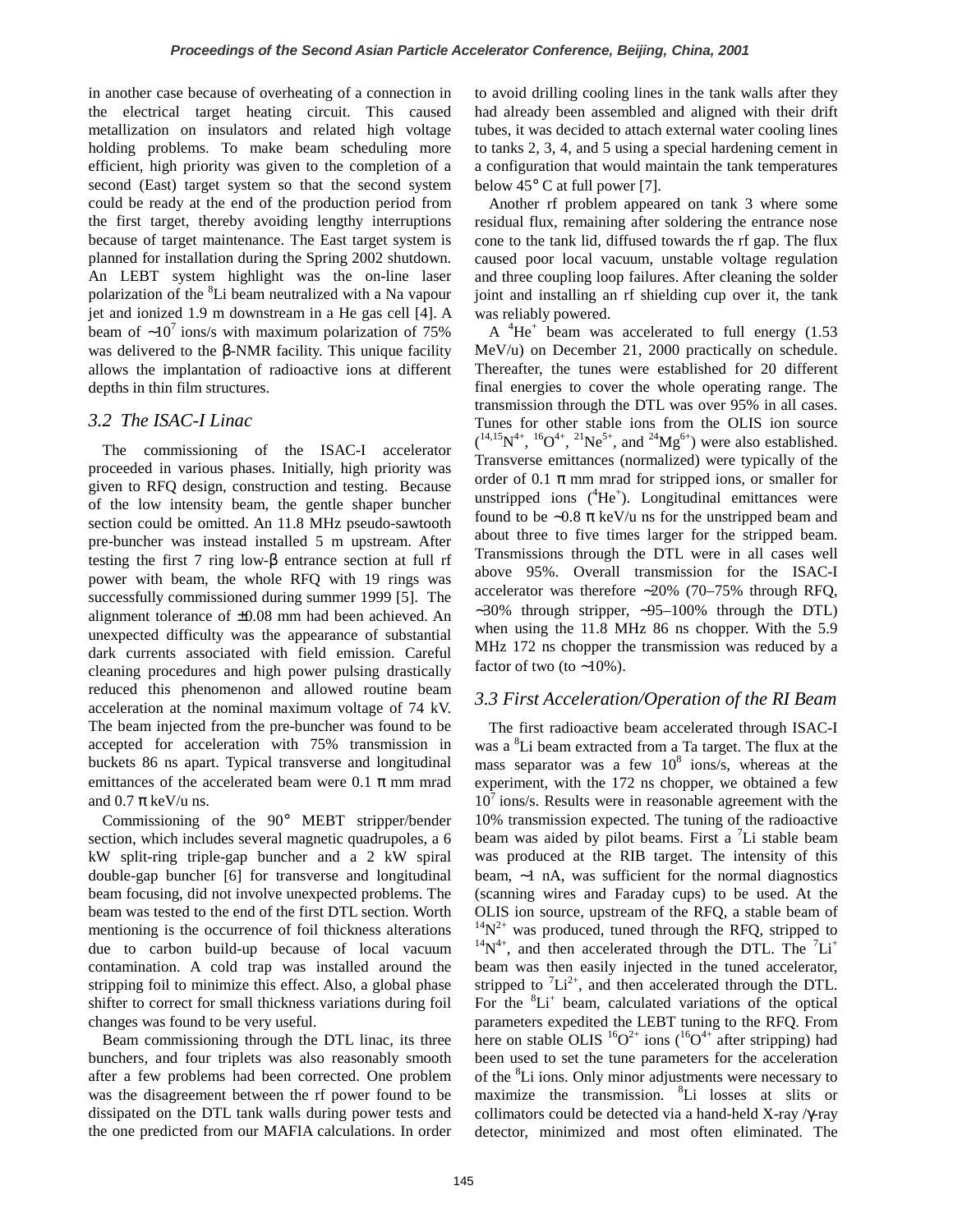in another case because of overheating of a connection in the electrical target heating circuit. This caused metallization on insulators and related high voltage holding problems. To make beam scheduling more efficient, high priority was given to the completion of a second (East) target system so that the second system could be ready at the end of the production period from the first target, thereby avoiding lengthy interruptions because of target maintenance. The East target system is planned for installation during the Spring 2002 shutdown. An LEBT system highlight was the on-line laser polarization of the $^{8}Li$ beam neutralized with a Na vapour jet and ionized 1.9 m downstream in a He gas cell [4]. A beam of ~$10^{7}$ ions/s with maximum polarization of 75% was delivered to the β-NMR facility. This unique facility allows the implantation of radioactive ions at different depths in thin film structures.

### *3.2 The ISAC-I Linac*

The commissioning of the ISAC-I accelerator proceeded in various phases. Initially, high priority was given to RFQ design, construction and testing. Because of the low intensity beam, the gentle shaper buncher section could be omitted. An 11.8 MHz pseudo-sawtooth pre-buncher was instead installed 5 m upstream. After testing the first 7 ring low-β entrance section at full rf power with beam, the whole RFQ with 19 rings was successfully commissioned during summer 1999 [5]. The alignment tolerance of ±0.08 mm had been achieved. An unexpected difficulty was the appearance of substantial dark currents associated with field emission. Careful cleaning procedures and high power pulsing drastically reduced this phenomenon and allowed routine beam acceleration at the nominal maximum voltage of 74 kV. The beam injected from the pre-buncher was found to be accepted for acceleration with 75% transmission in buckets 86 ns apart. Typical transverse and longitudinal emittances of the accelerated beam were 0.1 π mm mrad and 0.7 π keV/u ns.

Commissioning of the 90° MEBT stripper/bender section, which includes several magnetic quadrupoles, a 6 kW split-ring triple-gap buncher and a 2 kW spiral double-gap buncher [6] for transverse and longitudinal beam focusing, did not involve unexpected problems. The beam was tested to the end of the first DTL section. Worth mentioning is the occurrence of foil thickness alterations due to carbon build-up because of local vacuum contamination. A cold trap was installed around the stripping foil to minimize this effect. Also, a global phase shifter to correct for small thickness variations during foil changes was found to be very useful.

Beam commissioning through the DTL linac, its three bunchers, and four triplets was also reasonably smooth after a few problems had been corrected. One problem was the disagreement between the rf power found to be dissipated on the DTL tank walls during power tests and the one predicted from our MAFIA calculations. In order to avoid drilling cooling lines in the tank walls after they had already been assembled and aligned with their drift tubes, it was decided to attach external water cooling lines to tanks 2, 3, 4, and 5 using a special hardening cement in a configuration that would maintain the tank temperatures below 45° C at full power [7].

Another rf problem appeared on tank 3 where some residual flux, remaining after soldering the entrance nose cone to the tank lid, diffused towards the rf gap. The flux caused poor local vacuum, unstable voltage regulation and three coupling loop failures. After cleaning the solder joint and installing an rf shielding cup over it, the tank was reliably powered.

A $^{4}He^{+}$ beam was accelerated to full energy (1.53 MeV/u) on December 21, 2000 practically on schedule. Thereafter, the tunes were established for 20 different final energies to cover the whole operating range. The transmission through the DTL was over 95% in all cases. Tunes for other stable ions from the OLIS ion source ($^{14,15}N^{4+}$, $^{16}O^{4+}$, $^{21}Ne^{5+}$, and $^{24}Mg^{6+}$) were also established. Transverse emittances (normalized) were typically of the order of 0.1 π mm mrad for stripped ions, or smaller for unstripped ions ($^{4}He^{+}$). Longitudinal emittances were found to be ~0.8 π keV/u ns for the unstripped beam and about three to five times larger for the stripped beam. Transmissions through the DTL were in all cases well above 95%. Overall transmission for the ISAC-I accelerator was therefore ~20% (70–75% through RFQ, ~30% through stripper, ~95–100% through the DTL) when using the 11.8 MHz 86 ns chopper. With the 5.9 MHz 172 ns chopper the transmission was reduced by a factor of two (to ~10%).

### *3.3 First Acceleration/Operation of the RI Beam*

The first radioactive beam accelerated through ISAC-I was a $^{8}Li$ beam extracted from a Ta target. The flux at the mass separator was few $10^{8}$ ions/s, whereas at the experiment, with the 172 ns chopper, we obtained a few $10^{7}$ ions/s. Results were in reasonable agreement with the 10% transmission expected. The tuning of the radioactive beam was aided by pilot beams. First a $^{7}Li$ stable beam was produced at the RIB target. The intensity of this beam, ~1 nA, was sufficient for the normal diagnostics (scanning wires and Faraday cups) to be used. At the OLIS ion source, upstream of the RFQ, a stable beam of $^{14}N^{2+}$ was produced, tuned through the RFQ, stripped to $^{14}N^{4+}$, and then accelerated through the DTL. The $^{7}Li^{+}$ beam was then easily injected in the tuned accelerator, stripped to $^{7}Li^{2+}$, and then accelerated through the DTL. For the $^{8}Li^{+}$ beam, calculated variations of the optical parameters expedited the LEBT tuning to the RFQ. From here on stable OLIS $^{16}O^{2+}$ ions ($^{16}O^{4+}$ after stripping) had been used to set the tune parameters for the acceleration of the $^{8}Li$ ions. Only minor adjustments were necessary to maximize the transmission. $^{8}Li$ losses at slits or collimators could be detected via a hand-held X-ray /γ-ray detector, minimized and most often eliminated. The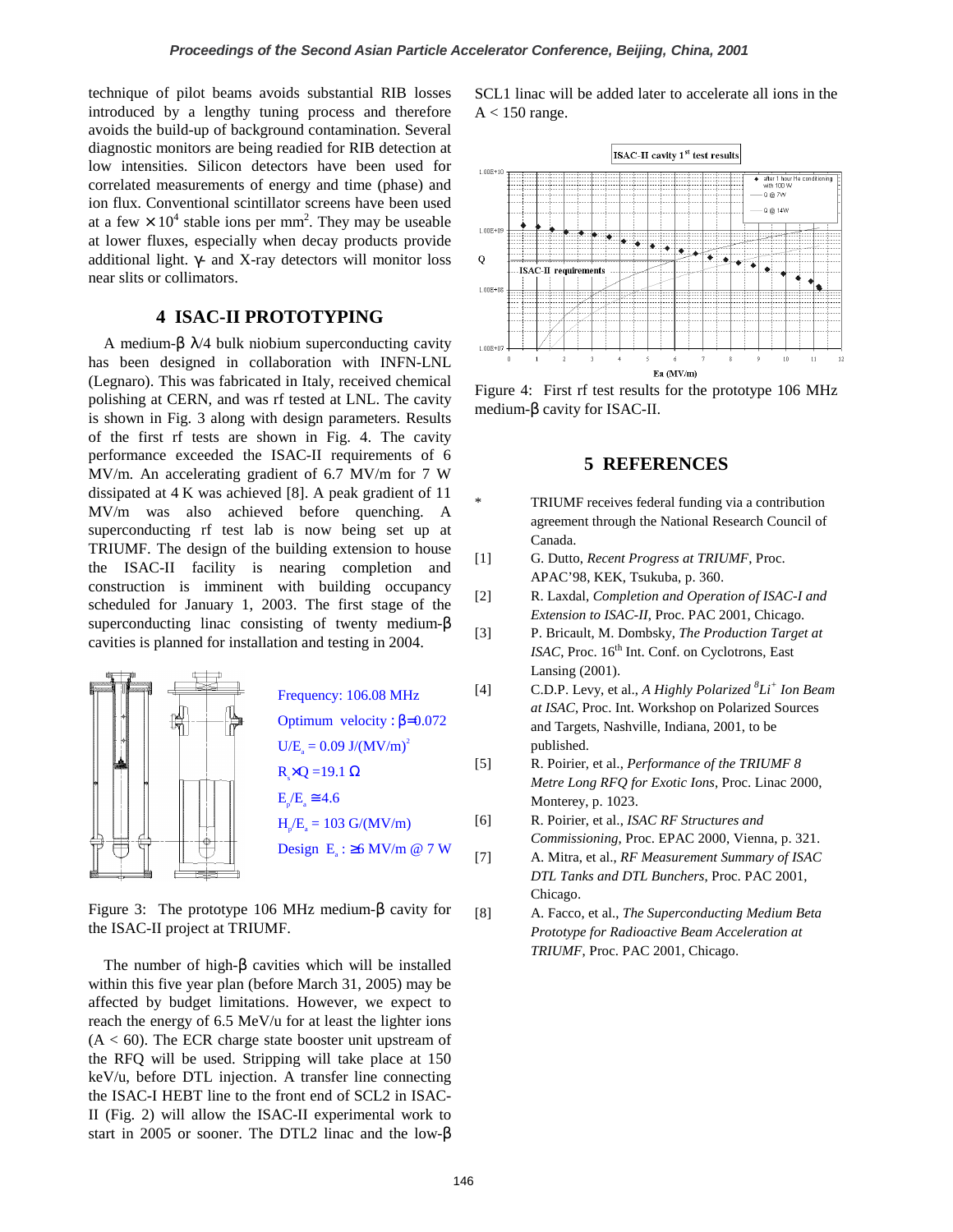technique of pilot beams avoids substantial RIB losses introduced by a lengthy tuning process and therefore avoids the build-up of background contamination. Several diagnostic monitors are being readied for RIB detection at low intensities. Silicon detectors have been used for correlated measurements of energy and time (phase) and ion flux. Conventional scintillator screens have been used at a few $\times 10^4$ stable ions per mm$^2$. They may be useable at lower fluxes, especially when decay products provide additional light. γ- and X-ray detectors will monitor loss near slits or collimators.

## 4 ISAC-II PROTOTYPING

A medium-β λ/4 bulk niobium superconducting cavity has been designed in collaboration with INFN-LNL (Legnaro). This was fabricated in Italy, received chemical polishing at CERN, and was rf tested at LNL. The cavity is shown in Fig. 3 along with design parameters. Results of the first rf tests are shown in Fig. 4. The cavity performance exceeded the ISAC-II requirements of 6 MV/m. An accelerating gradient of 6.7 MV/m for 7 W dissipated at 4 K was achieved [8]. A peak gradient of 11 MV/m was also achieved before quenching. A superconducting rf test lab is now being set up at TRIUMF. The design of the building extension to house the ISAC-II facility is nearing completion and construction is imminent with building occupancy scheduled for January 1, 2003. The first stage of the superconducting linac consisting of twenty medium-β cavities is planned for installation and testing in 2004.

Frequency: 106.08 MHz

Optimum velocity : β=0.072

$U/E_a = 0.09$ J/(MV/m)$^2$

$R_s \times Q = 19.1$ Ω

$E_p/E_a \cong 4.6$

$H_p/E_a = 103$ G/(MV/m)

Design $E_a$ : ≥6 MV/m @ 7 W

Figure 3: The prototype 106 MHz medium-β cavity for the ISAC-II project at TRIUMF.

The number of high-β cavities which will be installed within this five year plan (before March 31, 2005) may be affected by budget limitations. However, we expect to reach the energy of 6.5 MeV/u for at least the lighter ions (A < 60). The ECR charge state booster unit upstream of the RFQ will be used. Stripping will take place at 150 keV/u, before DTL injection. A transfer line connecting the ISAC-I HEBT line to the front end of SCL2 in ISAC-II (Fig. 2) will allow the ISAC-II experimental work to start in 2005 or sooner. The DTL2 linac and the low-β SCL1 linac will be added later to accelerate all ions in the A < 150 range.

ISAC-II cavity 1st test results

after 1 hour He conditioning with 100 W

Q @ 7W

Q @ 14W

ISAC-II requirements

Q

1.00E+10

1.00E+09

1.00E+08

1.00E+07

0 1 2 3 4 5 6 7 8 9 10 11 12

Ea (MV/m)

Figure 4: First rf test results for the prototype 106 MHz medium-β cavity for ISAC-II.

## 5 REFERENCES

\* TRIUMF receives federal funding via a contribution agreement through the National Research Council of Canada.

[1] G. Dutto, *Recent Progress at TRIUMF*, Proc. APAC'98, KEK, Tsukuba, p. 360.

[2] R. Laxdal, *Completion and Operation of ISAC-I and Extension to ISAC-II*, Proc. PAC 2001, Chicago.

[3] P. Bricault, M. Dombsky, *The Production Target at ISAC*, Proc. 16th Int. Conf. on Cyclotrons, East Lansing (2001).

[4] C.D.P. Levy, et al., *A Highly Polarized $^8Li^+$ Ion Beam at ISAC*, Proc. Int. Workshop on Polarized Sources and Targets, Nashville, Indiana, 2001, to be published.

[5] R. Poirier, et al., *Performance of the TRIUMF 8 Metre Long RFQ for Exotic Ions*, Proc. Linac 2000, Monterey, p. 1023.

[6] R. Poirier, et al., *ISAC RF Structures and Commissioning*, Proc. EPAC 2000, Vienna, p. 321.

[7] A. Mitra, et al., *RF Measurement Summary of ISAC DTL Tanks and DTL Bunchers*, Proc. PAC 2001, Chicago.

[8] A. Facco, et al., *The Superconducting Medium Beta Prototype for Radioactive Beam Acceleration at TRIUMF*, Proc. PAC 2001, Chicago.